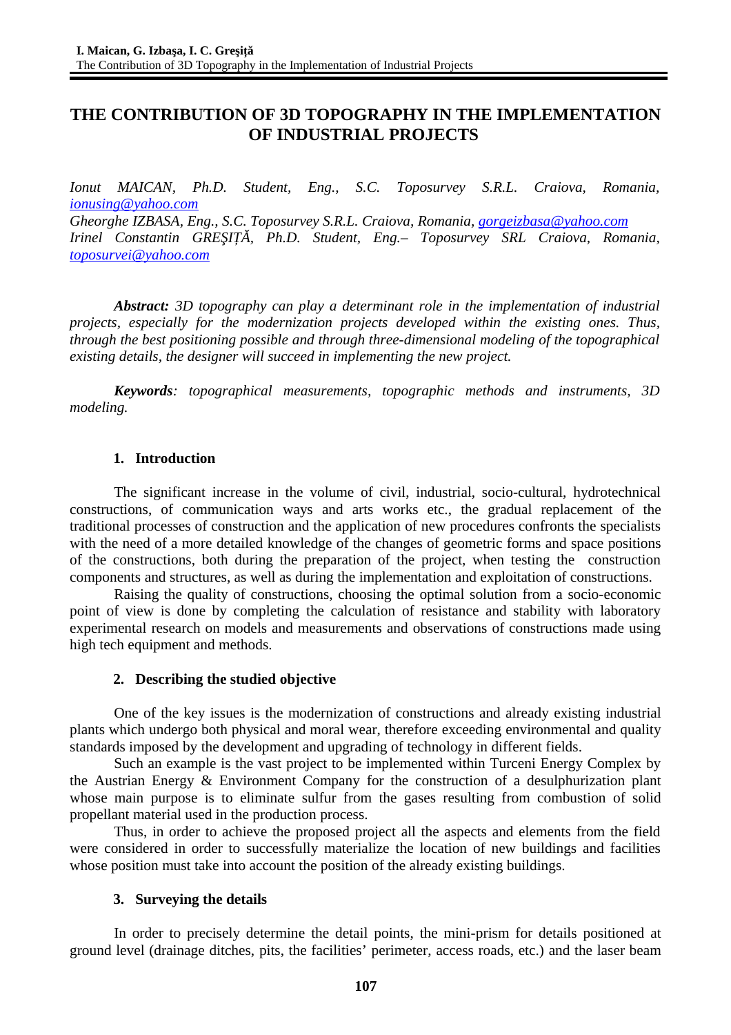# THE CONTRIBUTION OF 3D TOPOGRAPHY IN THE IMPLEMENTATION OF INDUSTRIAL PROJECTS

*Ionut MAICAN, Ph.D. Student, Eng., S.C. Toposurvey S.R.L. Craiova, Romania, ionusing@yahoo.com*
*Gheorghe IZBASA, Eng., S.C. Toposurvey S.R.L. Craiova, Romania, gorgeizbasa@yahoo.com*
*Irinel Constantin GREŞIŢĂ, Ph.D. Student, Eng.– Toposurvey SRL Craiova, Romania, toposurvei@yahoo.com*

***Abstract:*** *3D topography can play a determinant role in the implementation of industrial projects, especially for the modernization projects developed within the existing ones. Thus, through the best positioning possible and through three-dimensional modeling of the topographical existing details, the designer will succeed in implementing the new project.*

***Keywords****: topographical measurements, topographic methods and instruments, 3D modeling.*

## 1. Introduction

The significant increase in the volume of civil, industrial, socio-cultural, hydrotechnical constructions, of communication ways and arts works etc., the gradual replacement of the traditional processes of construction and the application of new procedures confronts the specialists with the need of a more detailed knowledge of the changes of geometric forms and space positions of the constructions, both during the preparation of the project, when testing the construction components and structures, as well as during the implementation and exploitation of constructions.

Raising the quality of constructions, choosing the optimal solution from a socio-economic point of view is done by completing the calculation of resistance and stability with laboratory experimental research on models and measurements and observations of constructions made using high tech equipment and methods.

## 2. Describing the studied objective

One of the key issues is the modernization of constructions and already existing industrial plants which undergo both physical and moral wear, therefore exceeding environmental and quality standards imposed by the development and upgrading of technology in different fields.

Such an example is the vast project to be implemented within Turceni Energy Complex by the Austrian Energy & Environment Company for the construction of a desulphurization plant whose main purpose is to eliminate sulfur from the gases resulting from combustion of solid propellant material used in the production process.

Thus, in order to achieve the proposed project all the aspects and elements from the field were considered in order to successfully materialize the location of new buildings and facilities whose position must take into account the position of the already existing buildings.

## 3. Surveying the details

In order to precisely determine the detail points, the mini-prism for details positioned at ground level (drainage ditches, pits, the facilities' perimeter, access roads, etc.) and the laser beam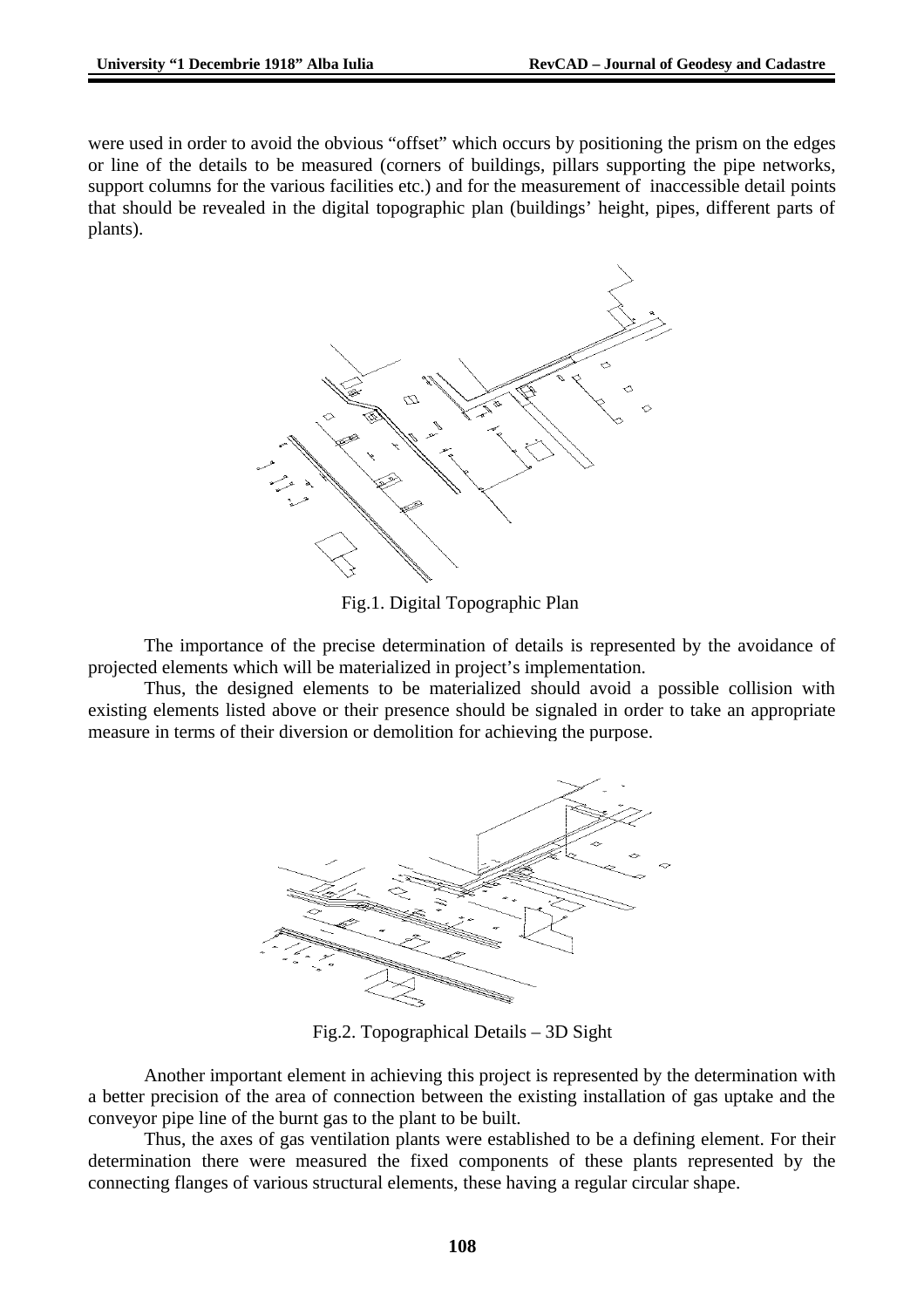were used in order to avoid the obvious "offset" which occurs by positioning the prism on the edges or line of the details to be measured (corners of buildings, pillars supporting the pipe networks, support columns for the various facilities etc.) and for the measurement of inaccessible detail points that should be revealed in the digital topographic plan (buildings' height, pipes, different parts of plants).

Fig.1. Digital Topographic Plan

The importance of the precise determination of details is represented by the avoidance of projected elements which will be materialized in project's implementation.

Thus, the designed elements to be materialized should avoid a possible collision with existing elements listed above or their presence should be signaled in order to take an appropriate measure in terms of their diversion or demolition for achieving the purpose.

Fig.2. Topographical Details – 3D Sight

Another important element in achieving this project is represented by the determination with a better precision of the area of connection between the existing installation of gas uptake and the conveyor pipe line of the burnt gas to the plant to be built.

Thus, the axes of gas ventilation plants were established to be a defining element. For their determination there were measured the fixed components of these plants represented by the connecting flanges of various structural elements, these having a regular circular shape.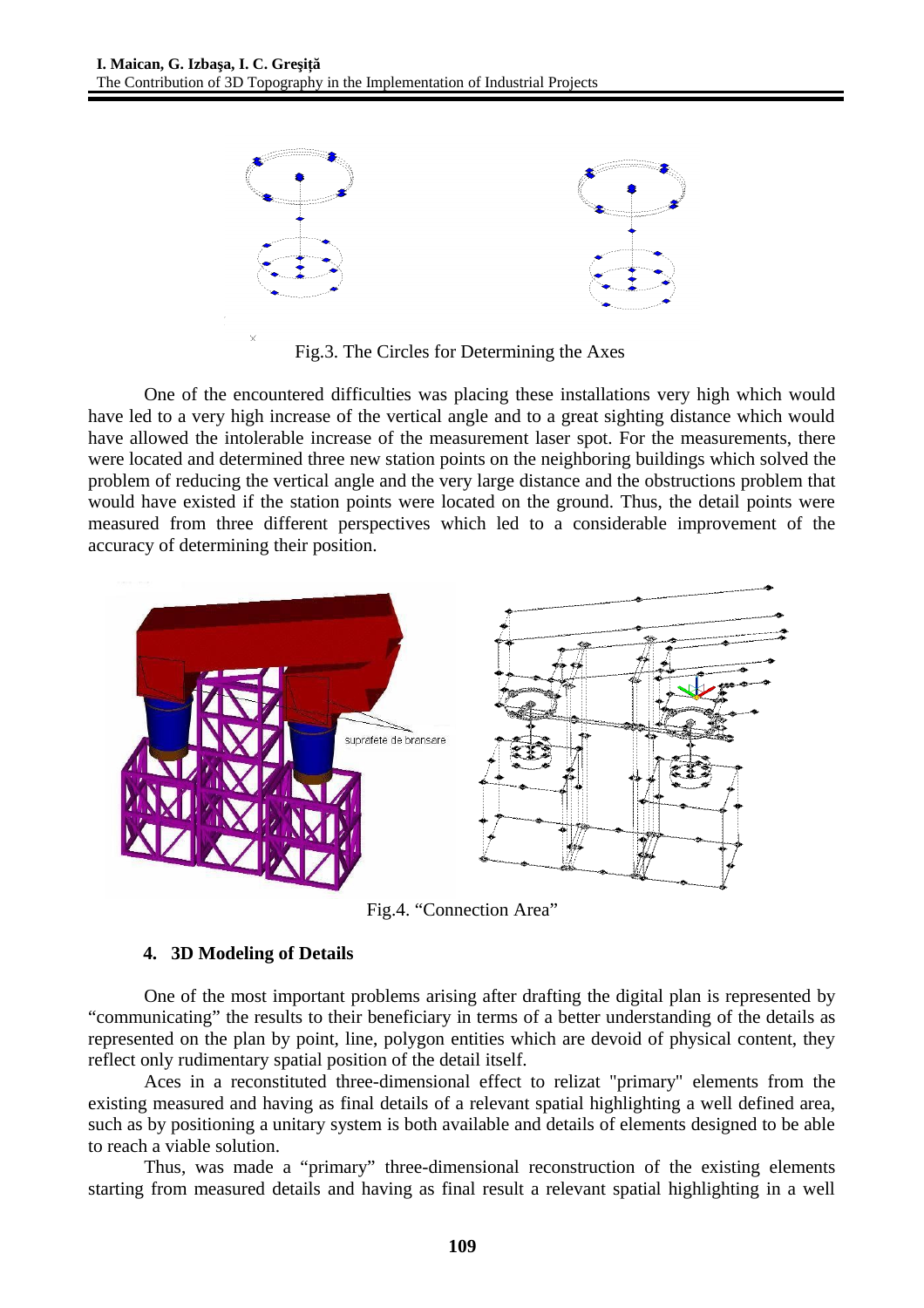Fig.3. The Circles for Determining the Axes

One of the encountered difficulties was placing these installations very high which would have led to a very high increase of the vertical angle and to a great sighting distance which would have allowed the intolerable increase of the measurement laser spot. For the measurements, there were located and determined three new station points on the neighboring buildings which solved the problem of reducing the vertical angle and the very large distance and the obstructions problem that would have existed if the station points were located on the ground. Thus, the detail points were measured from three different perspectives which led to a considerable improvement of the accuracy of determining their position.

Fig.4. "Connection Area"

## 4. 3D Modeling of Details

One of the most important problems arising after drafting the digital plan is represented by "communicating" the results to their beneficiary in terms of a better understanding of the details as represented on the plan by point, line, polygon entities which are devoid of physical content, they reflect only rudimentary spatial position of the detail itself.

Aces in a reconstituted three-dimensional effect to relizat "primary" elements from the existing measured and having as final details of a relevant spatial highlighting a well defined area, such as by positioning a unitary system is both available and details of elements designed to be able to reach a viable solution.

Thus, was made a "primary" three-dimensional reconstruction of the existing elements starting from measured details and having as final result a relevant spatial highlighting in a well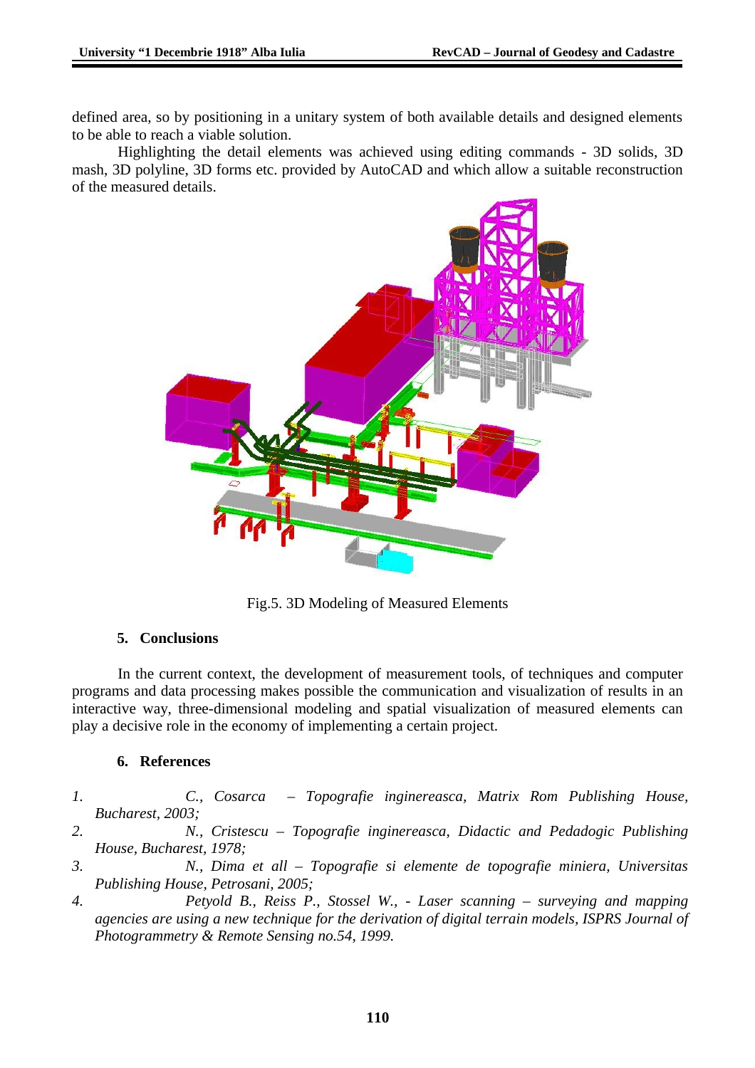defined area, so by positioning in a unitary system of both available details and designed elements to be able to reach a viable solution.

Highlighting the detail elements was achieved using editing commands - 3D solids, 3D mash, 3D polyline, 3D forms etc. provided by AutoCAD and which allow a suitable reconstruction of the measured details.

Fig.5. 3D Modeling of Measured Elements

## 5. Conclusions

In the current context, the development of measurement tools, of techniques and computer programs and data processing makes possible the communication and visualization of results in an interactive way, three-dimensional modeling and spatial visualization of measured elements can play a decisive role in the economy of implementing a certain project.

## 6. References

1. *C., Cosarca – Topografie inginereasca, Matrix Rom Publishing House, Bucharest, 2003;*
2. *N., Cristescu – Topografie inginereasca, Didactic and Pedadogic Publishing House, Bucharest, 1978;*
3. *N., Dima et all – Topografie si elemente de topografie miniera, Universitas Publishing House, Petrosani, 2005;*
4. *Petyold B., Reiss P., Stossel W., - Laser scanning – surveying and mapping agencies are using a new technique for the derivation of digital terrain models, ISPRS Journal of Photogrammetry & Remote Sensing no.54, 1999.*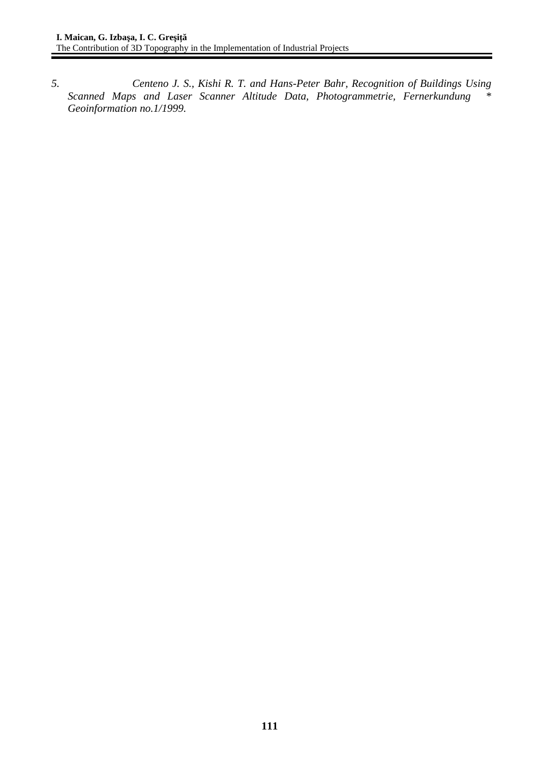5. *Centeno J. S., Kishi R. T. and Hans-Peter Bahr, Recognition of Buildings Using Scanned Maps and Laser Scanner Altitude Data, Photogrammetrie, Fernerkundung * Geoinformation no.1/1999.*